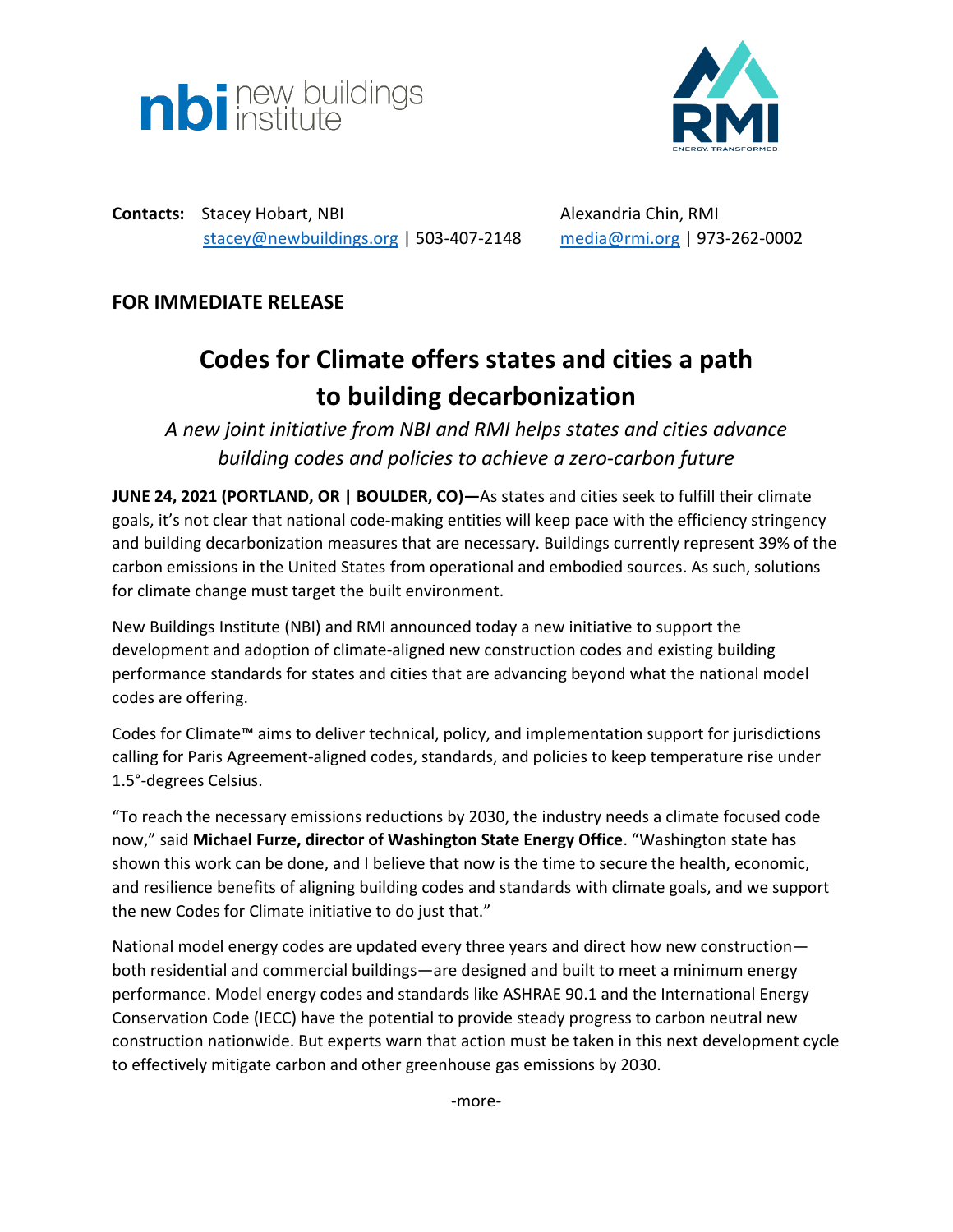**Contacts:** Stacey Hobart, NBI
stacey@newbuildings.org | 503-407-2148

Alexandria Chin, RMI
media@rmi.org | 973-262-0002

**FOR IMMEDIATE RELEASE**

# Codes for Climate offers states and cities a path to building decarbonization

*A new joint initiative from NBI and RMI helps states and cities advance building codes and policies to achieve a zero-carbon future*

**JUNE 24, 2021 (PORTLAND, OR | BOULDER, CO)—**As states and cities seek to fulfill their climate goals, it's not clear that national code-making entities will keep pace with the efficiency stringency and building decarbonization measures that are necessary. Buildings currently represent 39% of the carbon emissions in the United States from operational and embodied sources. As such, solutions for climate change must target the built environment.

New Buildings Institute (NBI) and RMI announced today a new initiative to support the development and adoption of climate-aligned new construction codes and existing building performance standards for states and cities that are advancing beyond what the national model codes are offering.

Codes for Climate™ aims to deliver technical, policy, and implementation support for jurisdictions calling for Paris Agreement-aligned codes, standards, and policies to keep temperature rise under 1.5°-degrees Celsius.

"To reach the necessary emissions reductions by 2030, the industry needs a climate focused code now," said **Michael Furze, director of Washington State Energy Office**. "Washington state has shown this work can be done, and I believe that now is the time to secure the health, economic, and resilience benefits of aligning building codes and standards with climate goals, and we support the new Codes for Climate initiative to do just that."

National model energy codes are updated every three years and direct how new construction—both residential and commercial buildings—are designed and built to meet a minimum energy performance. Model energy codes and standards like ASHRAE 90.1 and the International Energy Conservation Code (IECC) have the potential to provide steady progress to carbon neutral new construction nationwide. But experts warn that action must be taken in this next development cycle to effectively mitigate carbon and other greenhouse gas emissions by 2030.

-more-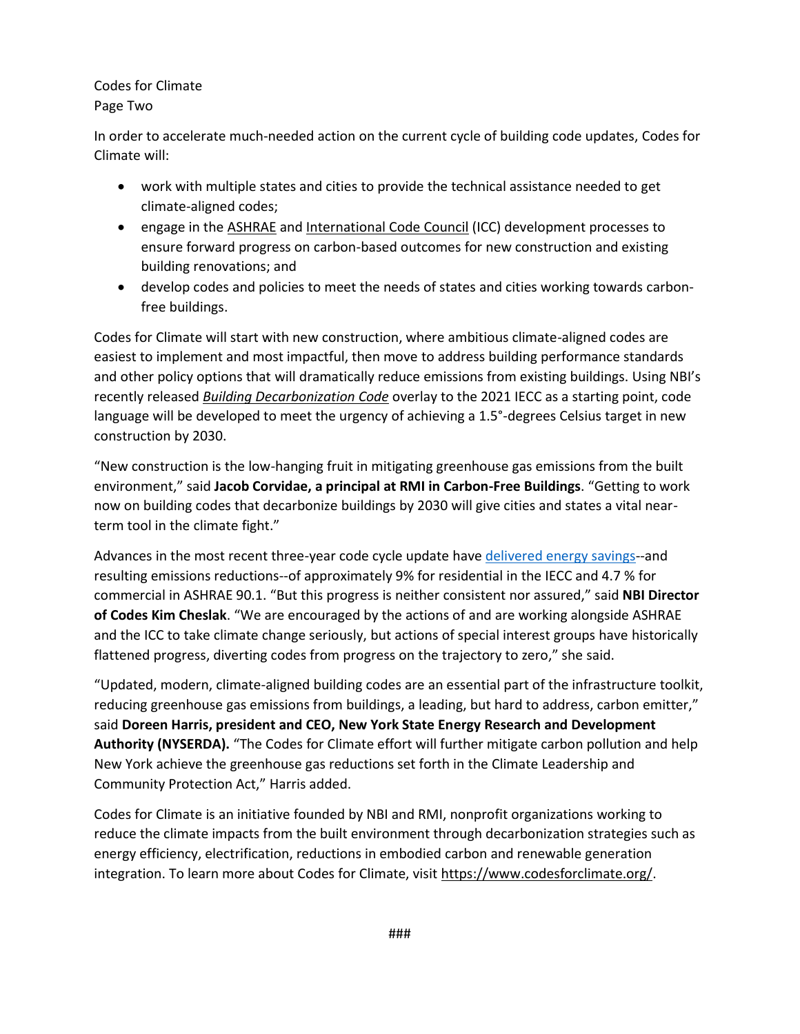In order to accelerate much-needed action on the current cycle of building code updates, Codes for Climate will:

- work with multiple states and cities to provide the technical assistance needed to get climate-aligned codes;
- engage in the ASHRAE and International Code Council (ICC) development processes to ensure forward progress on carbon-based outcomes for new construction and existing building renovations; and
- develop codes and policies to meet the needs of states and cities working towards carbon-free buildings.

Codes for Climate will start with new construction, where ambitious climate-aligned codes are easiest to implement and most impactful, then move to address building performance standards and other policy options that will dramatically reduce emissions from existing buildings. Using NBI's recently released ***Building Decarbonization Code*** overlay to the 2021 IECC as a starting point, code language will be developed to meet the urgency of achieving a 1.5°-degrees Celsius target in new construction by 2030.

"New construction is the low-hanging fruit in mitigating greenhouse gas emissions from the built environment," said **Jacob Corvidae, a principal at RMI in Carbon-Free Buildings**. "Getting to work now on building codes that decarbonize buildings by 2030 will give cities and states a vital near-term tool in the climate fight."

Advances in the most recent three-year code cycle update have delivered energy savings--and resulting emissions reductions--of approximately 9% for residential in the IECC and 4.7 % for commercial in ASHRAE 90.1. "But this progress is neither consistent nor assured," said **NBI Director of Codes Kim Cheslak**. "We are encouraged by the actions of and are working alongside ASHRAE and the ICC to take climate change seriously, but actions of special interest groups have historically flattened progress, diverting codes from progress on the trajectory to zero," she said.

"Updated, modern, climate-aligned building codes are an essential part of the infrastructure toolkit, reducing greenhouse gas emissions from buildings, a leading, but hard to address, carbon emitter," said **Doreen Harris, president and CEO, New York State Energy Research and Development Authority (NYSERDA).** "The Codes for Climate effort will further mitigate carbon pollution and help New York achieve the greenhouse gas reductions set forth in the Climate Leadership and Community Protection Act," Harris added.

Codes for Climate is an initiative founded by NBI and RMI, nonprofit organizations working to reduce the climate impacts from the built environment through decarbonization strategies such as energy efficiency, electrification, reductions in embodied carbon and renewable generation integration. To learn more about Codes for Climate, visit https://www.codesforclimate.org/.

###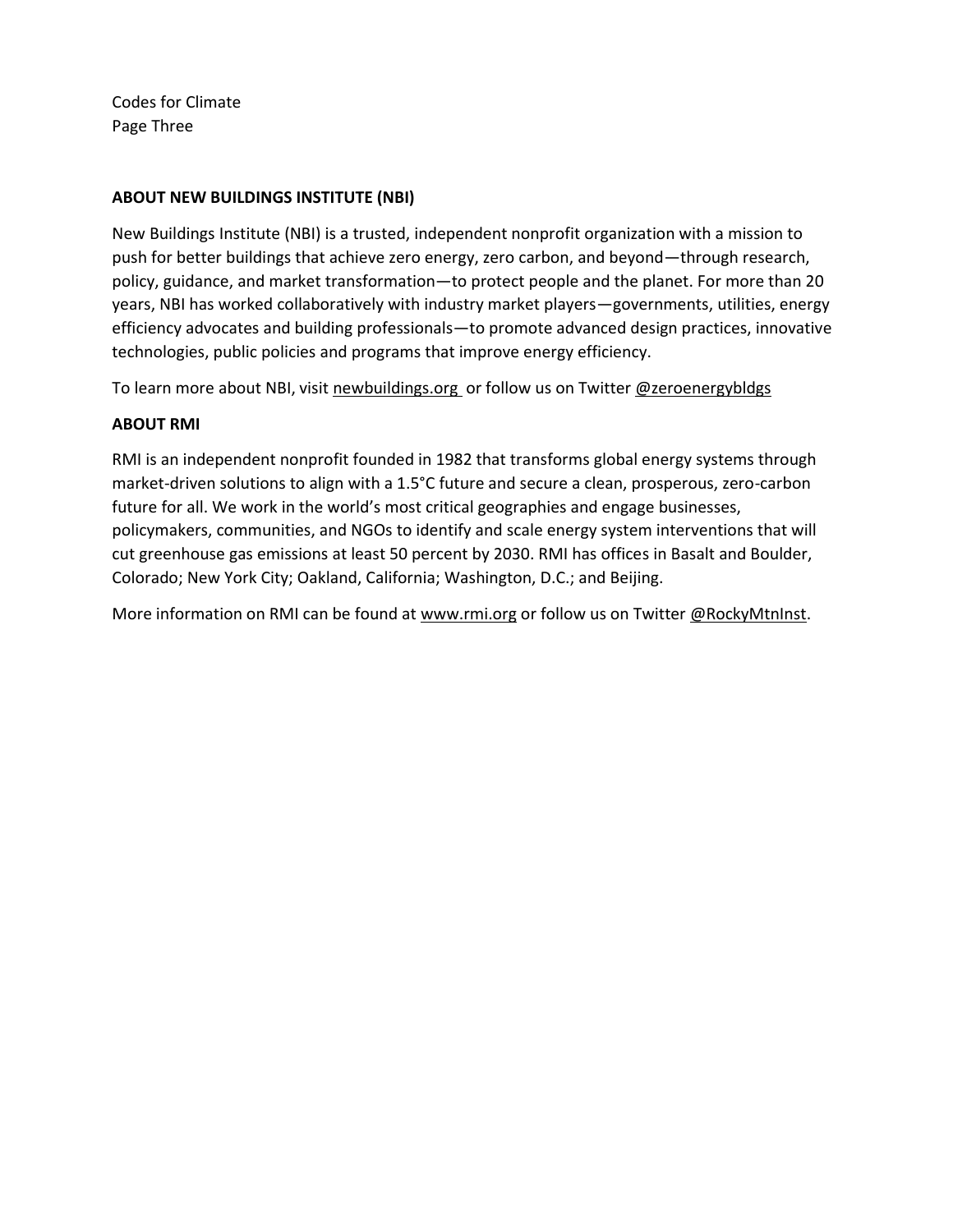## ABOUT NEW BUILDINGS INSTITUTE (NBI)

New Buildings Institute (NBI) is a trusted, independent nonprofit organization with a mission to push for better buildings that achieve zero energy, zero carbon, and beyond—through research, policy, guidance, and market transformation—to protect people and the planet. For more than 20 years, NBI has worked collaboratively with industry market players—governments, utilities, energy efficiency advocates and building professionals—to promote advanced design practices, innovative technologies, public policies and programs that improve energy efficiency.

To learn more about NBI, visit newbuildings.org or follow us on Twitter @zeroenergybldgs

## ABOUT RMI

RMI is an independent nonprofit founded in 1982 that transforms global energy systems through market-driven solutions to align with a 1.5°C future and secure a clean, prosperous, zero-carbon future for all. We work in the world's most critical geographies and engage businesses, policymakers, communities, and NGOs to identify and scale energy system interventions that will cut greenhouse gas emissions at least 50 percent by 2030. RMI has offices in Basalt and Boulder, Colorado; New York City; Oakland, California; Washington, D.C.; and Beijing.

More information on RMI can be found at www.rmi.org or follow us on Twitter @RockyMtnInst.